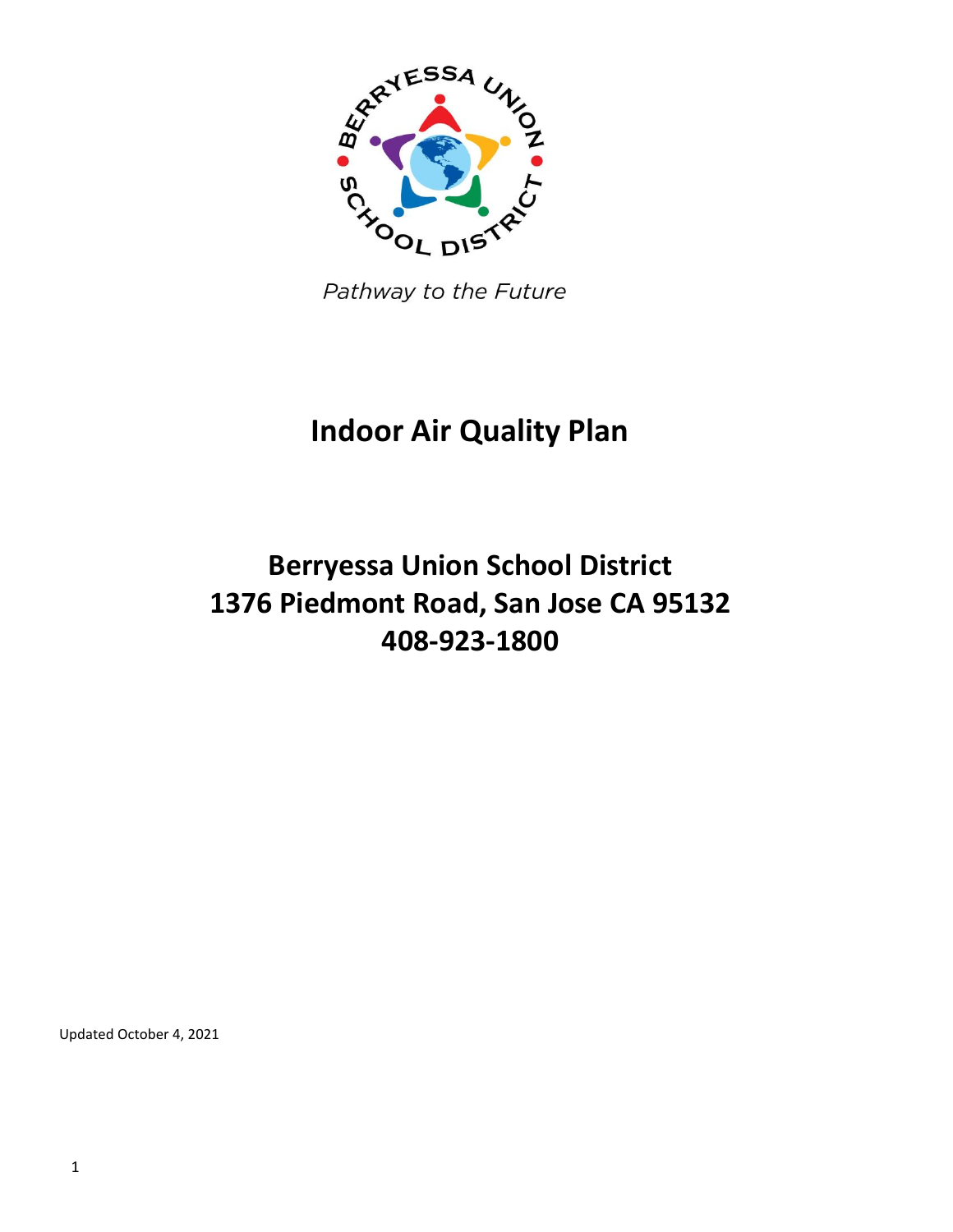Pathway to the Future

# Indoor Air Quality Plan

## Berryessa Union School District
## 1376 Piedmont Road, San Jose CA 95132
## 408-923-1800

Updated October 4, 2021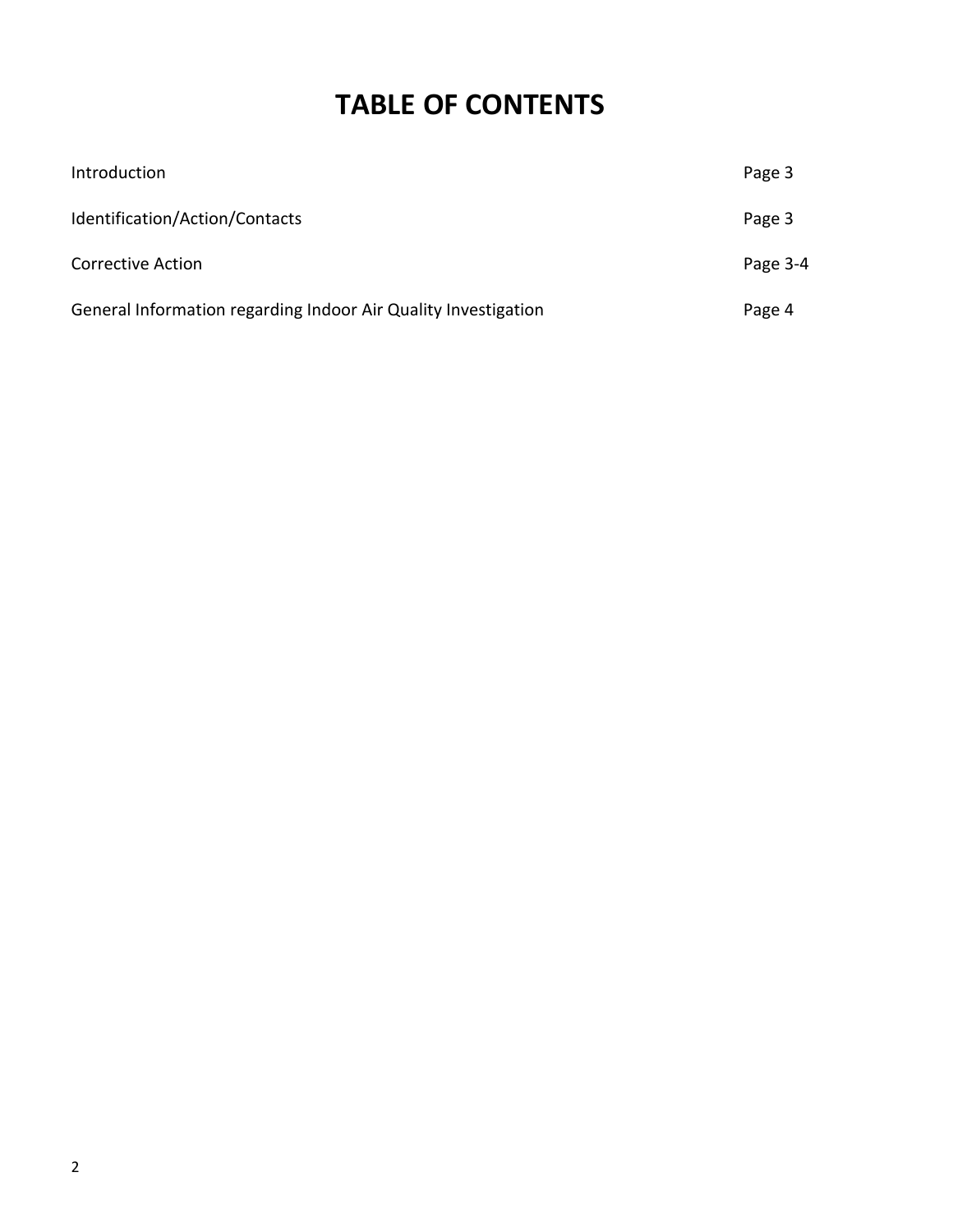# TABLE OF CONTENTS

| | |
|---|---|
| Introduction | Page 3 |
| Identification/Action/Contacts | Page 3 |
| Corrective Action | Page 3-4 |
| General Information regarding Indoor Air Quality Investigation | Page 4 |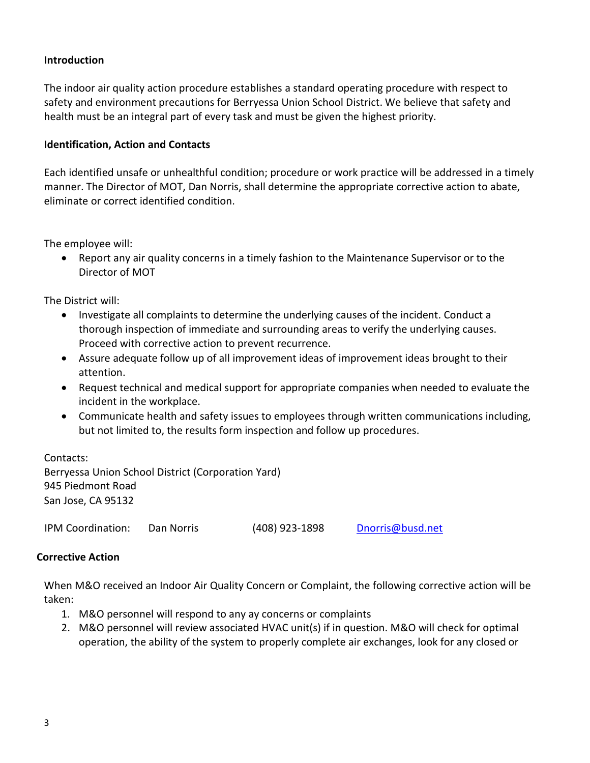**Introduction**

The indoor air quality action procedure establishes a standard operating procedure with respect to safety and environment precautions for Berryessa Union School District. We believe that safety and health must be an integral part of every task and must be given the highest priority.

**Identification, Action and Contacts**

Each identified unsafe or unhealthful condition; procedure or work practice will be addressed in a timely manner. The Director of MOT, Dan Norris, shall determine the appropriate corrective action to abate, eliminate or correct identified condition.

The employee will:

- Report any air quality concerns in a timely fashion to the Maintenance Supervisor or to the Director of MOT

The District will:

- Investigate all complaints to determine the underlying causes of the incident. Conduct a thorough inspection of immediate and surrounding areas to verify the underlying causes. Proceed with corrective action to prevent recurrence.
- Assure adequate follow up of all improvement ideas of improvement ideas brought to their attention.
- Request technical and medical support for appropriate companies when needed to evaluate the incident in the workplace.
- Communicate health and safety issues to employees through written communications including, but not limited to, the results form inspection and follow up procedures.

Contacts:
Berryessa Union School District (Corporation Yard)
945 Piedmont Road
San Jose, CA 95132

| IPM Coordination: | Dan Norris | (408) 923-1898 | Dnorris@busd.net |
|---|---|---|---|

**Corrective Action**

When M&O received an Indoor Air Quality Concern or Complaint, the following corrective action will be taken:

1. M&O personnel will respond to any ay concerns or complaints
2. M&O personnel will review associated HVAC unit(s) if in question. M&O will check for optimal operation, the ability of the system to properly complete air exchanges, look for any closed or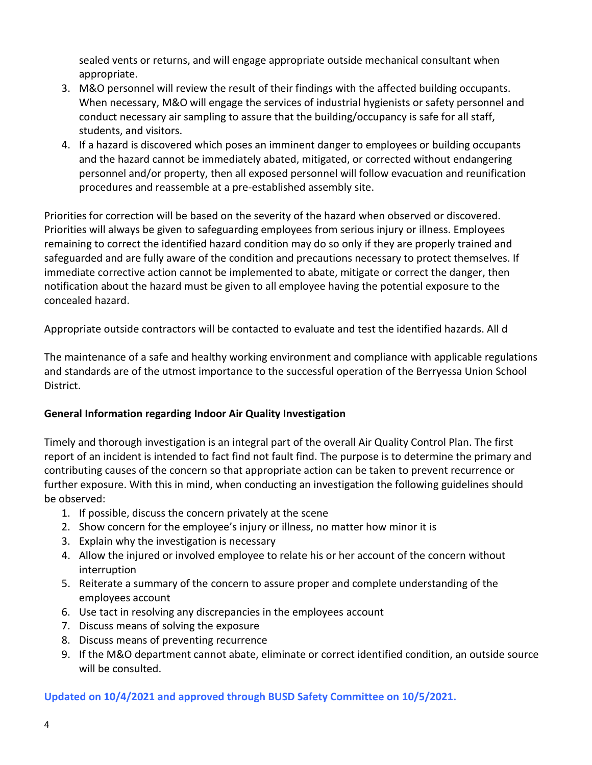sealed vents or returns, and will engage appropriate outside mechanical consultant when appropriate.

3. M&O personnel will review the result of their findings with the affected building occupants. When necessary, M&O will engage the services of industrial hygienists or safety personnel and conduct necessary air sampling to assure that the building/occupancy is safe for all staff, students, and visitors.
4. If a hazard is discovered which poses an imminent danger to employees or building occupants and the hazard cannot be immediately abated, mitigated, or corrected without endangering personnel and/or property, then all exposed personnel will follow evacuation and reunification procedures and reassemble at a pre-established assembly site.

Priorities for correction will be based on the severity of the hazard when observed or discovered. Priorities will always be given to safeguarding employees from serious injury or illness. Employees remaining to correct the identified hazard condition may do so only if they are properly trained and safeguarded and are fully aware of the condition and precautions necessary to protect themselves. If immediate corrective action cannot be implemented to abate, mitigate or correct the danger, then notification about the hazard must be given to all employee having the potential exposure to the concealed hazard.

Appropriate outside contractors will be contacted to evaluate and test the identified hazards. All d

The maintenance of a safe and healthy working environment and compliance with applicable regulations and standards are of the utmost importance to the successful operation of the Berryessa Union School District.

**General Information regarding Indoor Air Quality Investigation**

Timely and thorough investigation is an integral part of the overall Air Quality Control Plan. The first report of an incident is intended to fact find not fault find. The purpose is to determine the primary and contributing causes of the concern so that appropriate action can be taken to prevent recurrence or further exposure. With this in mind, when conducting an investigation the following guidelines should be observed:

1. If possible, discuss the concern privately at the scene
2. Show concern for the employee's injury or illness, no matter how minor it is
3. Explain why the investigation is necessary
4. Allow the injured or involved employee to relate his or her account of the concern without interruption
5. Reiterate a summary of the concern to assure proper and complete understanding of the employees account
6. Use tact in resolving any discrepancies in the employees account
7. Discuss means of solving the exposure
8. Discuss means of preventing recurrence
9. If the M&O department cannot abate, eliminate or correct identified condition, an outside source will be consulted.

**Updated on 10/4/2021 and approved through BUSD Safety Committee on 10/5/2021.**